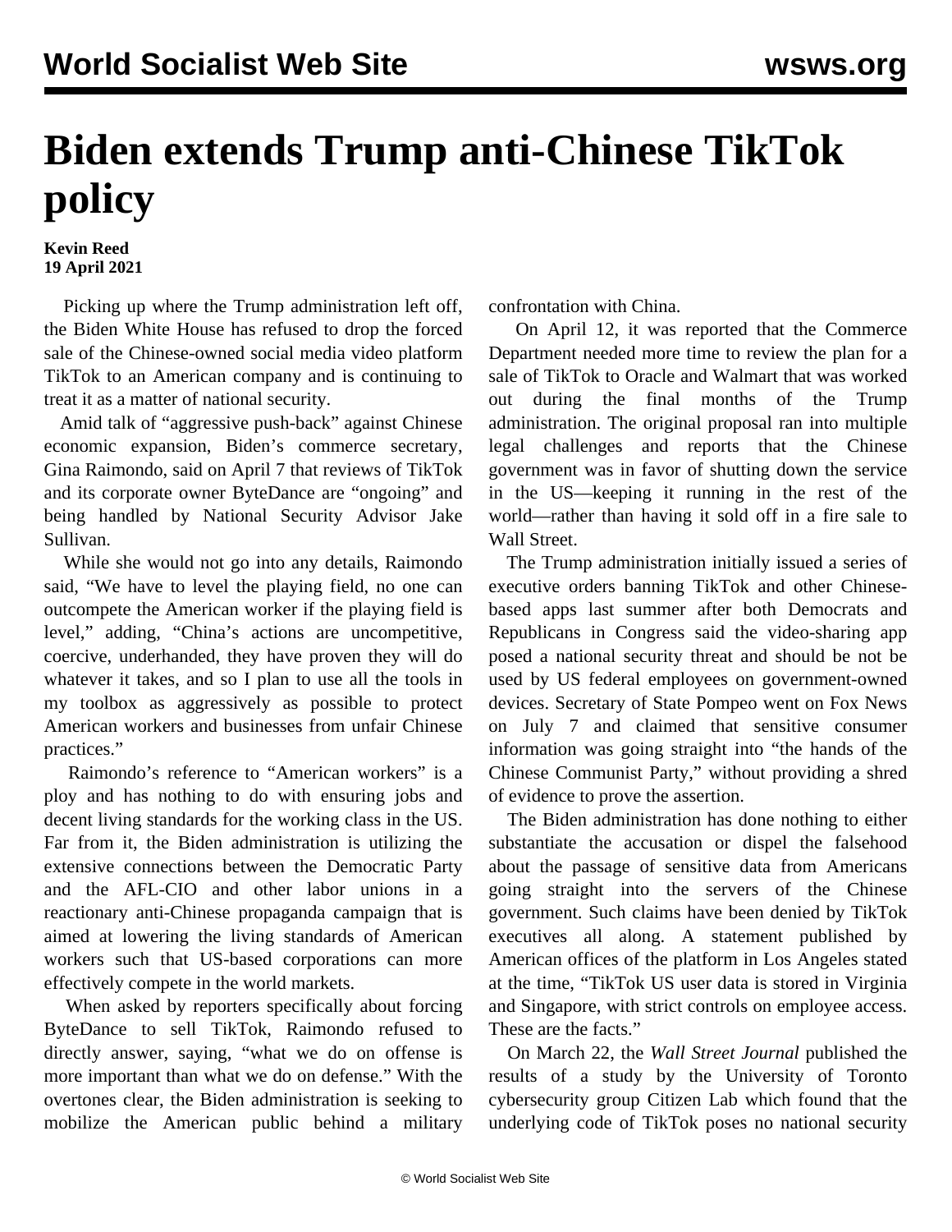# Biden extends Trump anti-Chinese TikTok policy

**Kevin Reed**
**19 April 2021**

Picking up where the Trump administration left off, the Biden White House has refused to drop the forced sale of the Chinese-owned social media video platform TikTok to an American company and is continuing to treat it as a matter of national security.

Amid talk of "aggressive push-back" against Chinese economic expansion, Biden's commerce secretary, Gina Raimondo, said on April 7 that reviews of TikTok and its corporate owner ByteDance are "ongoing" and being handled by National Security Advisor Jake Sullivan.

While she would not go into any details, Raimondo said, "We have to level the playing field, no one can outcompete the American worker if the playing field is level," adding, "China's actions are uncompetitive, coercive, underhanded, they have proven they will do whatever it takes, and so I plan to use all the tools in my toolbox as aggressively as possible to protect American workers and businesses from unfair Chinese practices."

Raimondo's reference to "American workers" is a ploy and has nothing to do with ensuring jobs and decent living standards for the working class in the US. Far from it, the Biden administration is utilizing the extensive connections between the Democratic Party and the AFL-CIO and other labor unions in a reactionary anti-Chinese propaganda campaign that is aimed at lowering the living standards of American workers such that US-based corporations can more effectively compete in the world markets.

When asked by reporters specifically about forcing ByteDance to sell TikTok, Raimondo refused to directly answer, saying, "what we do on offense is more important than what we do on defense." With the overtones clear, the Biden administration is seeking to mobilize the American public behind a military confrontation with China.

On April 12, it was reported that the Commerce Department needed more time to review the plan for a sale of TikTok to Oracle and Walmart that was worked out during the final months of the Trump administration. The original proposal ran into multiple legal challenges and reports that the Chinese government was in favor of shutting down the service in the US—keeping it running in the rest of the world—rather than having it sold off in a fire sale to Wall Street.

The Trump administration initially issued a series of executive orders banning TikTok and other Chinese-based apps last summer after both Democrats and Republicans in Congress said the video-sharing app posed a national security threat and should be not be used by US federal employees on government-owned devices. Secretary of State Pompeo went on Fox News on July 7 and claimed that sensitive consumer information was going straight into "the hands of the Chinese Communist Party," without providing a shred of evidence to prove the assertion.

The Biden administration has done nothing to either substantiate the accusation or dispel the falsehood about the passage of sensitive data from Americans going straight into the servers of the Chinese government. Such claims have been denied by TikTok executives all along. A statement published by American offices of the platform in Los Angeles stated at the time, "TikTok US user data is stored in Virginia and Singapore, with strict controls on employee access. These are the facts."

On March 22, the *Wall Street Journal* published the results of a study by the University of Toronto cybersecurity group Citizen Lab which found that the underlying code of TikTok poses no national security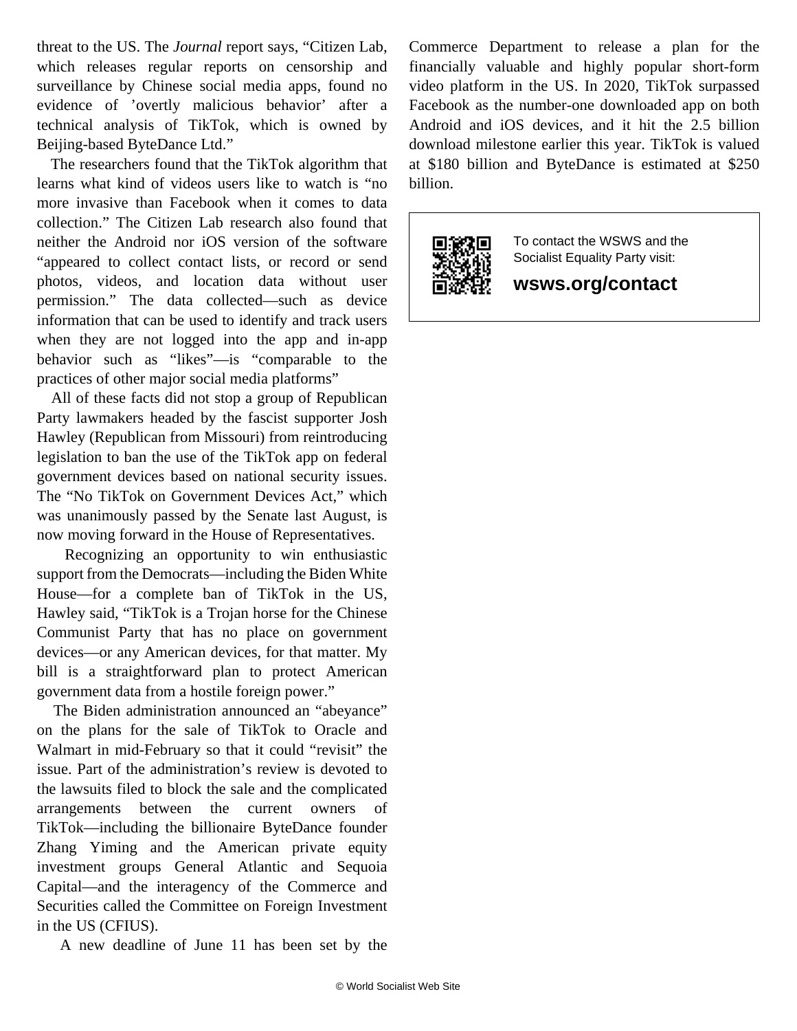threat to the US. The *Journal* report says, "Citizen Lab, which releases regular reports on censorship and surveillance by Chinese social media apps, found no evidence of 'overtly malicious behavior' after a technical analysis of TikTok, which is owned by Beijing-based ByteDance Ltd."

The researchers found that the TikTok algorithm that learns what kind of videos users like to watch is "no more invasive than Facebook when it comes to data collection." The Citizen Lab research also found that neither the Android nor iOS version of the software "appeared to collect contact lists, or record or send photos, videos, and location data without user permission." The data collected—such as device information that can be used to identify and track users when they are not logged into the app and in-app behavior such as "likes"—is "comparable to the practices of other major social media platforms"

All of these facts did not stop a group of Republican Party lawmakers headed by the fascist supporter Josh Hawley (Republican from Missouri) from reintroducing legislation to ban the use of the TikTok app on federal government devices based on national security issues. The "No TikTok on Government Devices Act," which was unanimously passed by the Senate last August, is now moving forward in the House of Representatives.

Recognizing an opportunity to win enthusiastic support from the Democrats—including the Biden White House—for a complete ban of TikTok in the US, Hawley said, "TikTok is a Trojan horse for the Chinese Communist Party that has no place on government devices—or any American devices, for that matter. My bill is a straightforward plan to protect American government data from a hostile foreign power."

The Biden administration announced an "abeyance" on the plans for the sale of TikTok to Oracle and Walmart in mid-February so that it could "revisit" the issue. Part of the administration's review is devoted to the lawsuits filed to block the sale and the complicated arrangements between the current owners of TikTok—including the billionaire ByteDance founder Zhang Yiming and the American private equity investment groups General Atlantic and Sequoia Capital—and the interagency of the Commerce and Securities called the Committee on Foreign Investment in the US (CFIUS).

A new deadline of June 11 has been set by the Commerce Department to release a plan for the financially valuable and highly popular short-form video platform in the US. In 2020, TikTok surpassed Facebook as the number-one downloaded app on both Android and iOS devices, and it hit the 2.5 billion download milestone earlier this year. TikTok is valued at $180 billion and ByteDance is estimated at $250 billion.

To contact the WSWS and the Socialist Equality Party visit:

**wsws.org/contact**